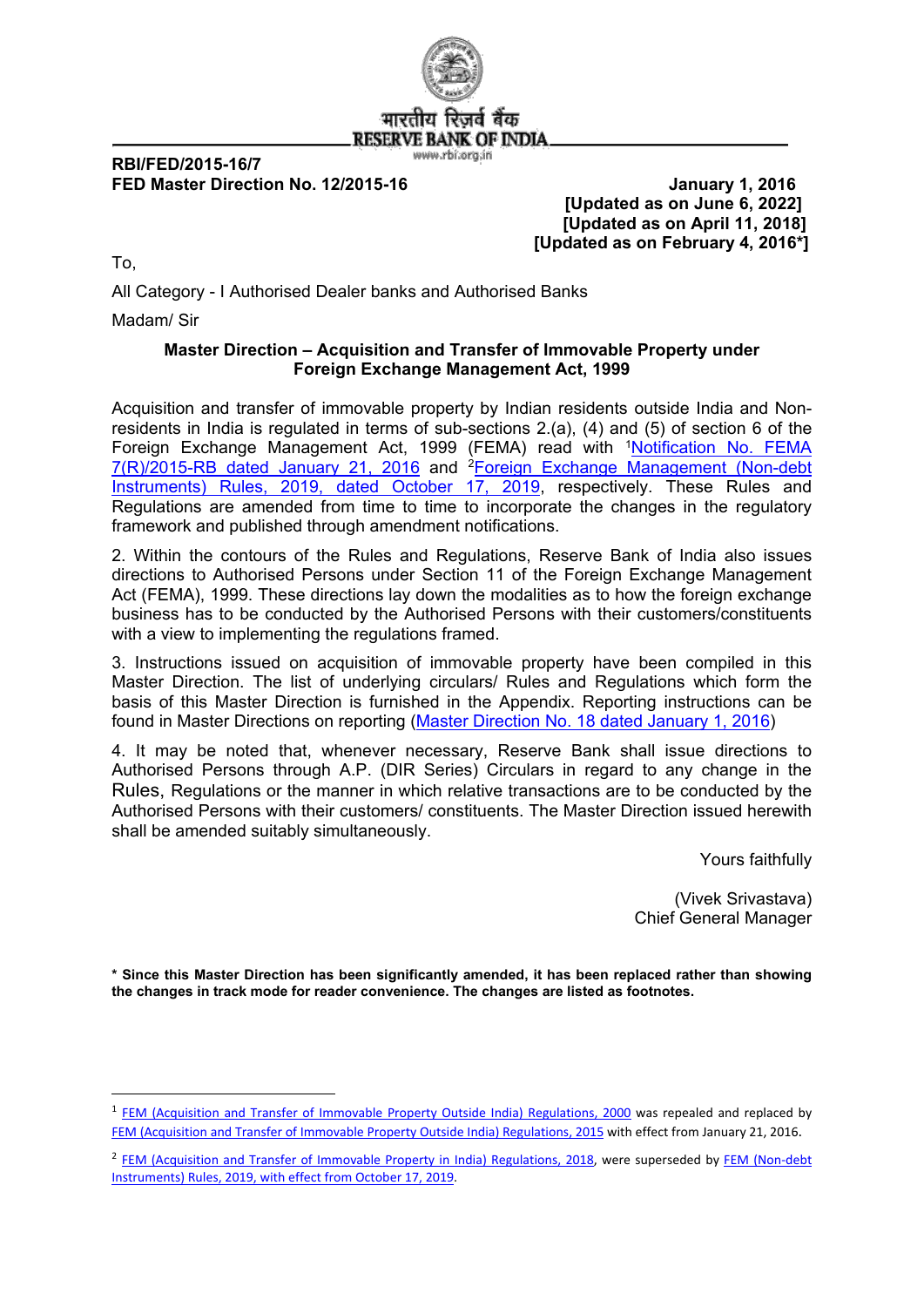भारतीय रिज़र्व बैंक
RESERVE BANK OF INDIA
www.rbi.org.in

**RBI/FED/2015-16/7**
**FED Master Direction No. 12/2015-16**

**January 1, 2016**
**[Updated as on June 6, 2022]**
**[Updated as on April 11, 2018]**
**[Updated as on February 4, 2016*]**

To,

All Category - I Authorised Dealer banks and Authorised Banks

Madam/ Sir

**Master Direction – Acquisition and Transfer of Immovable Property under Foreign Exchange Management Act, 1999**

Acquisition and transfer of immovable property by Indian residents outside India and Non-residents in India is regulated in terms of sub-sections 2.(a), (4) and (5) of section 6 of the Foreign Exchange Management Act, 1999 (FEMA) read with [1]Notification No. FEMA 7(R)/2015-RB dated January 21, 2016 and [2]Foreign Exchange Management (Non-debt Instruments) Rules, 2019, dated October 17, 2019, respectively. These Rules and Regulations are amended from time to time to incorporate the changes in the regulatory framework and published through amendment notifications.

2. Within the contours of the Rules and Regulations, Reserve Bank of India also issues directions to Authorised Persons under Section 11 of the Foreign Exchange Management Act (FEMA), 1999. These directions lay down the modalities as to how the foreign exchange business has to be conducted by the Authorised Persons with their customers/constituents with a view to implementing the regulations framed.

3. Instructions issued on acquisition of immovable property have been compiled in this Master Direction. The list of underlying circulars/ Rules and Regulations which form the basis of this Master Direction is furnished in the Appendix. Reporting instructions can be found in Master Directions on reporting (Master Direction No. 18 dated January 1, 2016)

4. It may be noted that, whenever necessary, Reserve Bank shall issue directions to Authorised Persons through A.P. (DIR Series) Circulars in regard to any change in the Rules, Regulations or the manner in which relative transactions are to be conducted by the Authorised Persons with their customers/ constituents. The Master Direction issued herewith shall be amended suitably simultaneously.

Yours faithfully

(Vivek Srivastava)
Chief General Manager

**\* Since this Master Direction has been significantly amended, it has been replaced rather than showing the changes in track mode for reader convenience. The changes are listed as footnotes.**

---

[1] FEM (Acquisition and Transfer of Immovable Property Outside India) Regulations, 2000 was repealed and replaced by FEM (Acquisition and Transfer of Immovable Property Outside India) Regulations, 2015 with effect from January 21, 2016.

[2] FEM (Acquisition and Transfer of Immovable Property in India) Regulations, 2018, were superseded by FEM (Non-debt Instruments) Rules, 2019, with effect from October 17, 2019.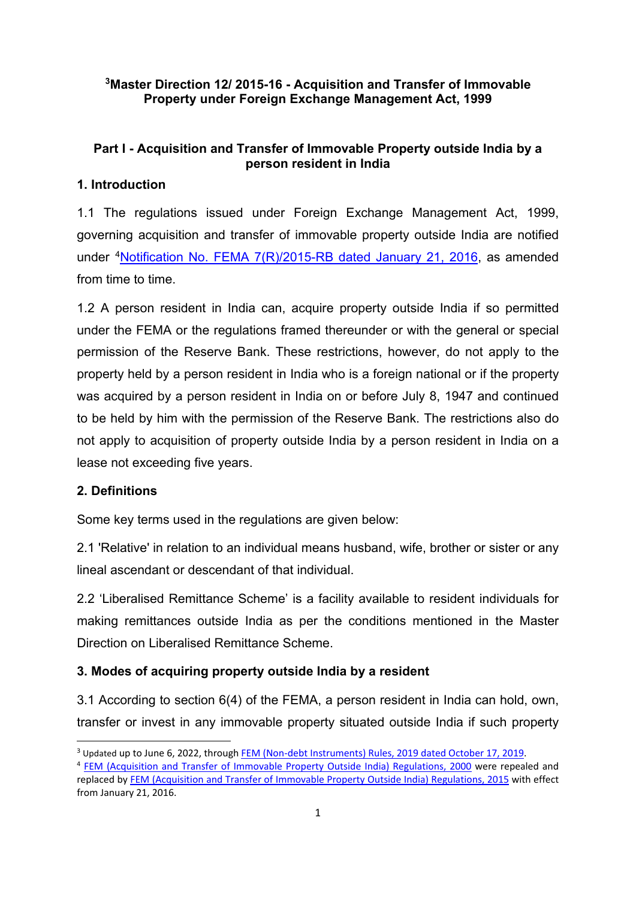# [3]Master Direction 12/ 2015-16 - Acquisition and Transfer of Immovable Property under Foreign Exchange Management Act, 1999

## Part I - Acquisition and Transfer of Immovable Property outside India by a person resident in India

### 1. Introduction

1.1 The regulations issued under Foreign Exchange Management Act, 1999, governing acquisition and transfer of immovable property outside India are notified under [4]Notification No. FEMA 7(R)/2015-RB dated January 21, 2016, as amended from time to time.

1.2 A person resident in India can, acquire property outside India if so permitted under the FEMA or the regulations framed thereunder or with the general or special permission of the Reserve Bank. These restrictions, however, do not apply to the property held by a person resident in India who is a foreign national or if the property was acquired by a person resident in India on or before July 8, 1947 and continued to be held by him with the permission of the Reserve Bank. The restrictions also do not apply to acquisition of property outside India by a person resident in India on a lease not exceeding five years.

### 2. Definitions

Some key terms used in the regulations are given below:

2.1 'Relative' in relation to an individual means husband, wife, brother or sister or any lineal ascendant or descendant of that individual.

2.2 'Liberalised Remittance Scheme' is a facility available to resident individuals for making remittances outside India as per the conditions mentioned in the Master Direction on Liberalised Remittance Scheme.

### 3. Modes of acquiring property outside India by a resident

3.1 According to section 6(4) of the FEMA, a person resident in India can hold, own, transfer or invest in any immovable property situated outside India if such property

---

[3] Updated up to June 6, 2022, through FEM (Non-debt Instruments) Rules, 2019 dated October 17, 2019.

[4] FEM (Acquisition and Transfer of Immovable Property Outside India) Regulations, 2000 were repealed and replaced by FEM (Acquisition and Transfer of Immovable Property Outside India) Regulations, 2015 with effect from January 21, 2016.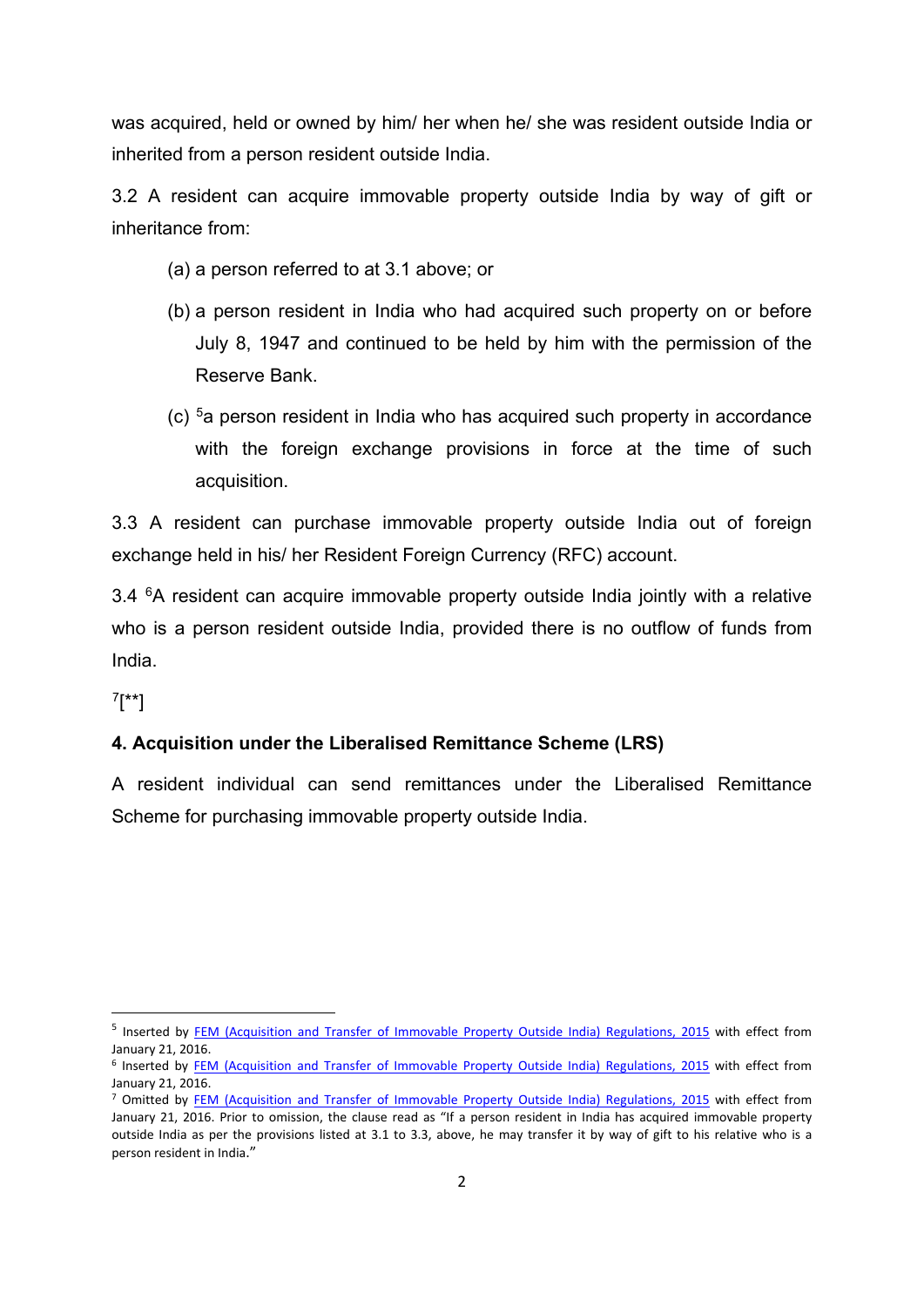was acquired, held or owned by him/ her when he/ she was resident outside India or inherited from a person resident outside India.

3.2 A resident can acquire immovable property outside India by way of gift or inheritance from:

(a) a person referred to at 3.1 above; or

(b) a person resident in India who had acquired such property on or before July 8, 1947 and continued to be held by him with the permission of the Reserve Bank.

(c) [5]a person resident in India who has acquired such property in accordance with the foreign exchange provisions in force at the time of such acquisition.

3.3 A resident can purchase immovable property outside India out of foreign exchange held in his/ her Resident Foreign Currency (RFC) account.

3.4 [6]A resident can acquire immovable property outside India jointly with a relative who is a person resident outside India, provided there is no outflow of funds from India.

[7][**]

**4. Acquisition under the Liberalised Remittance Scheme (LRS)**

A resident individual can send remittances under the Liberalised Remittance Scheme for purchasing immovable property outside India.

---

[5] Inserted by FEM (Acquisition and Transfer of Immovable Property Outside India) Regulations, 2015 with effect from January 21, 2016.

[6] Inserted by FEM (Acquisition and Transfer of Immovable Property Outside India) Regulations, 2015 with effect from January 21, 2016.

[7] Omitted by FEM (Acquisition and Transfer of Immovable Property Outside India) Regulations, 2015 with effect from January 21, 2016. Prior to omission, the clause read as "If a person resident in India has acquired immovable property outside India as per the provisions listed at 3.1 to 3.3, above, he may transfer it by way of gift to his relative who is a person resident in India."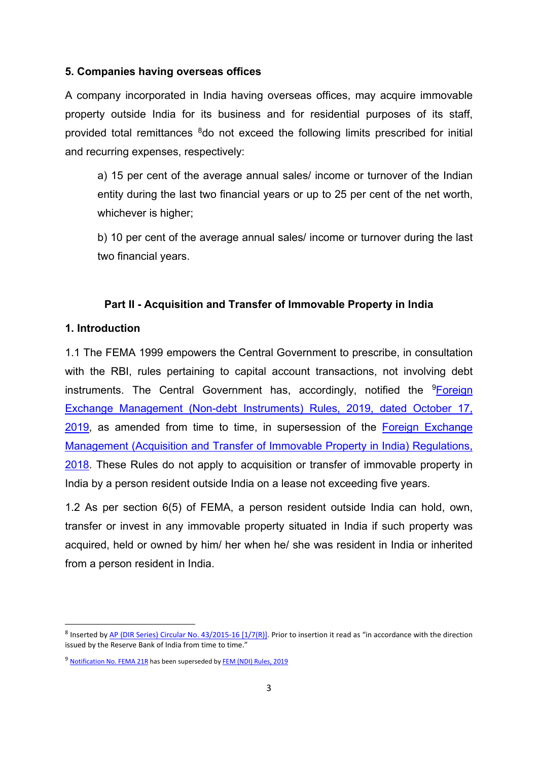### 5. Companies having overseas offices

A company incorporated in India having overseas offices, may acquire immovable property outside India for its business and for residential purposes of its staff, provided total remittances [8]do not exceed the following limits prescribed for initial and recurring expenses, respectively:

a) 15 per cent of the average annual sales/ income or turnover of the Indian entity during the last two financial years or up to 25 per cent of the net worth, whichever is higher;

b) 10 per cent of the average annual sales/ income or turnover during the last two financial years.

## Part II - Acquisition and Transfer of Immovable Property in India

### 1. Introduction

1.1 The FEMA 1999 empowers the Central Government to prescribe, in consultation with the RBI, rules pertaining to capital account transactions, not involving debt instruments. The Central Government has, accordingly, notified the [9]Foreign Exchange Management (Non-debt Instruments) Rules, 2019, dated October 17, 2019, as amended from time to time, in supersession of the Foreign Exchange Management (Acquisition and Transfer of Immovable Property in India) Regulations, 2018. These Rules do not apply to acquisition or transfer of immovable property in India by a person resident outside India on a lease not exceeding five years.

1.2 As per section 6(5) of FEMA, a person resident outside India can hold, own, transfer or invest in any immovable property situated in India if such property was acquired, held or owned by him/ her when he/ she was resident in India or inherited from a person resident in India.

---

[8] Inserted by AP (DIR Series) Circular No. 43/2015-16 [1/7(R)]. Prior to insertion it read as "in accordance with the direction issued by the Reserve Bank of India from time to time."

[9] Notification No. FEMA 21R has been superseded by FEM (NDI) Rules, 2019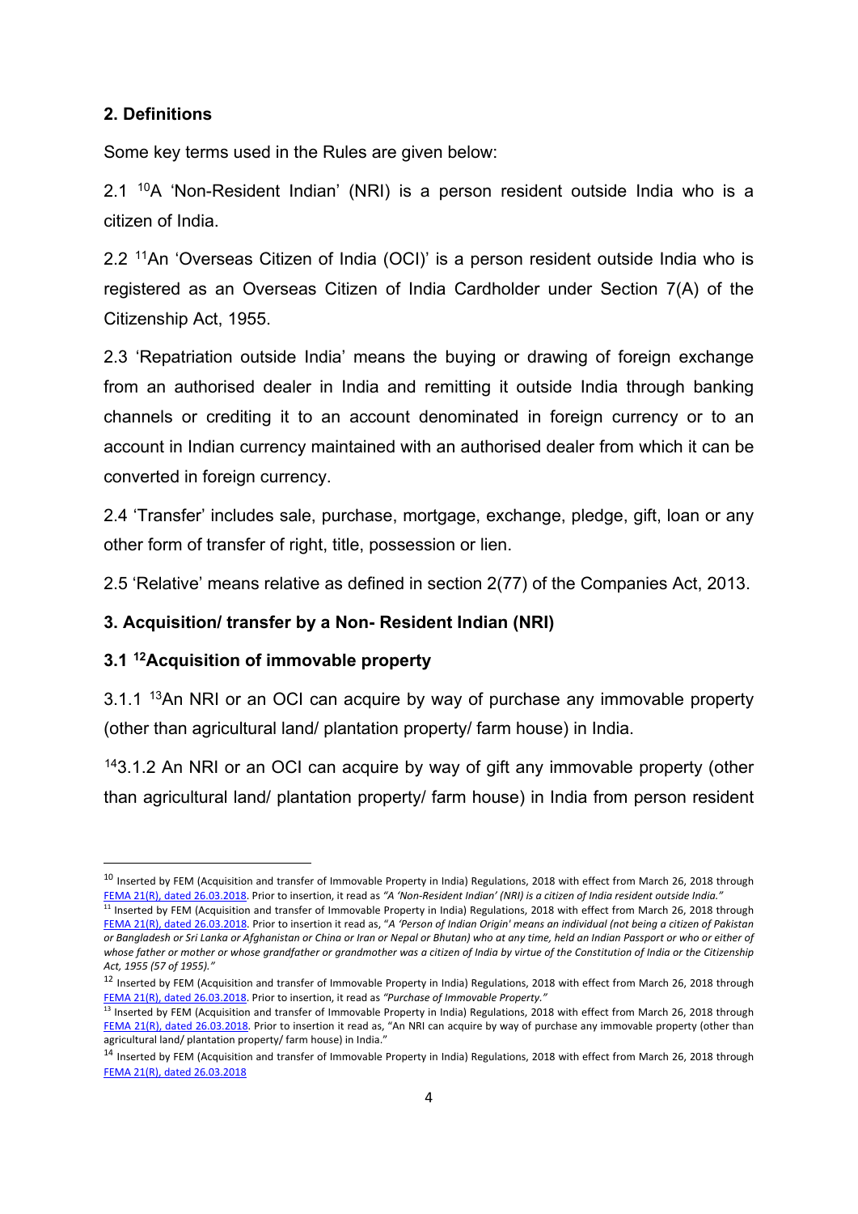## 2. Definitions

Some key terms used in the Rules are given below:

2.1 [10]A 'Non-Resident Indian' (NRI) is a person resident outside India who is a citizen of India.

2.2 [11]An 'Overseas Citizen of India (OCI)' is a person resident outside India who is registered as an Overseas Citizen of India Cardholder under Section 7(A) of the Citizenship Act, 1955.

2.3 'Repatriation outside India' means the buying or drawing of foreign exchange from an authorised dealer in India and remitting it outside India through banking channels or crediting it to an account denominated in foreign currency or to an account in Indian currency maintained with an authorised dealer from which it can be converted in foreign currency.

2.4 'Transfer' includes sale, purchase, mortgage, exchange, pledge, gift, loan or any other form of transfer of right, title, possession or lien.

2.5 'Relative' means relative as defined in section 2(77) of the Companies Act, 2013.

## 3. Acquisition/ transfer by a Non- Resident Indian (NRI)

### 3.1 [12]Acquisition of immovable property

3.1.1 [13]An NRI or an OCI can acquire by way of purchase any immovable property (other than agricultural land/ plantation property/ farm house) in India.

[14]3.1.2 An NRI or an OCI can acquire by way of gift any immovable property (other than agricultural land/ plantation property/ farm house) in India from person resident

---

[10] Inserted by FEM (Acquisition and transfer of Immovable Property in India) Regulations, 2018 with effect from March 26, 2018 through FEMA 21(R), dated 26.03.2018. Prior to insertion, it read as *"A 'Non-Resident Indian' (NRI) is a citizen of India resident outside India."*

[11] Inserted by FEM (Acquisition and transfer of Immovable Property in India) Regulations, 2018 with effect from March 26, 2018 through FEMA 21(R), dated 26.03.2018. Prior to insertion it read as, *"A 'Person of Indian Origin' means an individual (not being a citizen of Pakistan or Bangladesh or Sri Lanka or Afghanistan or China or Iran or Nepal or Bhutan) who at any time, held an Indian Passport or who or either of whose father or mother or whose grandfather or grandmother was a citizen of India by virtue of the Constitution of India or the Citizenship Act, 1955 (57 of 1955)."*

[12] Inserted by FEM (Acquisition and transfer of Immovable Property in India) Regulations, 2018 with effect from March 26, 2018 through FEMA 21(R), dated 26.03.2018. Prior to insertion, it read as *"Purchase of Immovable Property."*

[13] Inserted by FEM (Acquisition and transfer of Immovable Property in India) Regulations, 2018 with effect from March 26, 2018 through FEMA 21(R), dated 26.03.2018. Prior to insertion it read as, "An NRI can acquire by way of purchase any immovable property (other than agricultural land/ plantation property/ farm house) in India."

[14] Inserted by FEM (Acquisition and transfer of Immovable Property in India) Regulations, 2018 with effect from March 26, 2018 through FEMA 21(R), dated 26.03.2018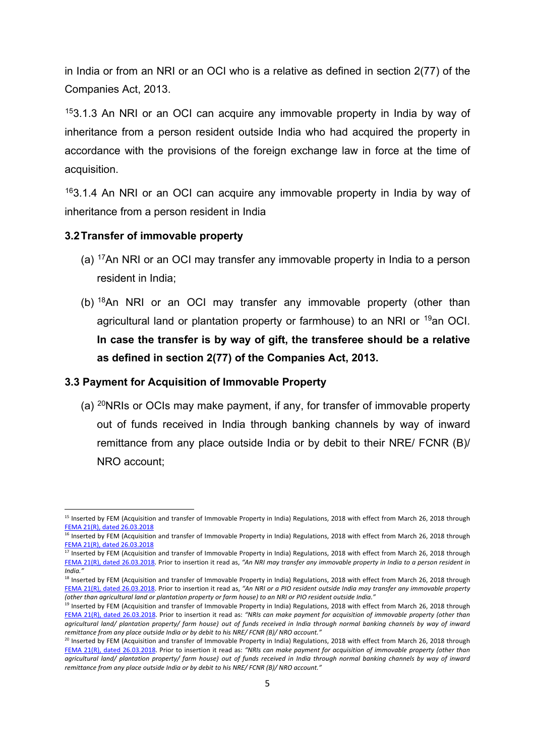in India or from an NRI or an OCI who is a relative as defined in section 2(77) of the Companies Act, 2013.

[15]3.1.3 An NRI or an OCI can acquire any immovable property in India by way of inheritance from a person resident outside India who had acquired the property in accordance with the provisions of the foreign exchange law in force at the time of acquisition.

[16]3.1.4 An NRI or an OCI can acquire any immovable property in India by way of inheritance from a person resident in India

### 3.2 Transfer of immovable property

(a) [17]An NRI or an OCI may transfer any immovable property in India to a person resident in India;

(b) [18]An NRI or an OCI may transfer any immovable property (other than agricultural land or plantation property or farmhouse) to an NRI or [19]an OCI. **In case the transfer is by way of gift, the transferee should be a relative as defined in section 2(77) of the Companies Act, 2013.**

### 3.3 Payment for Acquisition of Immovable Property

(a) [20]NRIs or OCIs may make payment, if any, for transfer of immovable property out of funds received in India through banking channels by way of inward remittance from any place outside India or by debit to their NRE/ FCNR (B)/ NRO account;

---

[15] Inserted by FEM (Acquisition and transfer of Immovable Property in India) Regulations, 2018 with effect from March 26, 2018 through FEMA 21(R), dated 26.03.2018

[16] Inserted by FEM (Acquisition and transfer of Immovable Property in India) Regulations, 2018 with effect from March 26, 2018 through FEMA 21(R), dated 26.03.2018

[17] Inserted by FEM (Acquisition and transfer of Immovable Property in India) Regulations, 2018 with effect from March 26, 2018 through FEMA 21(R), dated 26.03.2018. Prior to insertion it read as, *"An NRI may transfer any immovable property in India to a person resident in India."*

[18] Inserted by FEM (Acquisition and transfer of Immovable Property in India) Regulations, 2018 with effect from March 26, 2018 through FEMA 21(R), dated 26.03.2018. Prior to insertion it read as, *"An NRI or a PIO resident outside India may transfer any immovable property (other than agricultural land or plantation property or farm house) to an NRI or PIO resident outside India."*

[19] Inserted by FEM (Acquisition and transfer of Immovable Property in India) Regulations, 2018 with effect from March 26, 2018 through FEMA 21(R), dated 26.03.2018. Prior to insertion it read as: *"NRIs can make payment for acquisition of immovable property (other than agricultural land/ plantation property/ farm house) out of funds received in India through normal banking channels by way of inward remittance from any place outside India or by debit to his NRE/ FCNR (B)/ NRO account."*

[20] Inserted by FEM (Acquisition and transfer of Immovable Property in India) Regulations, 2018 with effect from March 26, 2018 through FEMA 21(R), dated 26.03.2018. Prior to insertion it read as: *"NRIs can make payment for acquisition of immovable property (other than agricultural land/ plantation property/ farm house) out of funds received in India through normal banking channels by way of inward remittance from any place outside India or by debit to his NRE/ FCNR (B)/ NRO account."*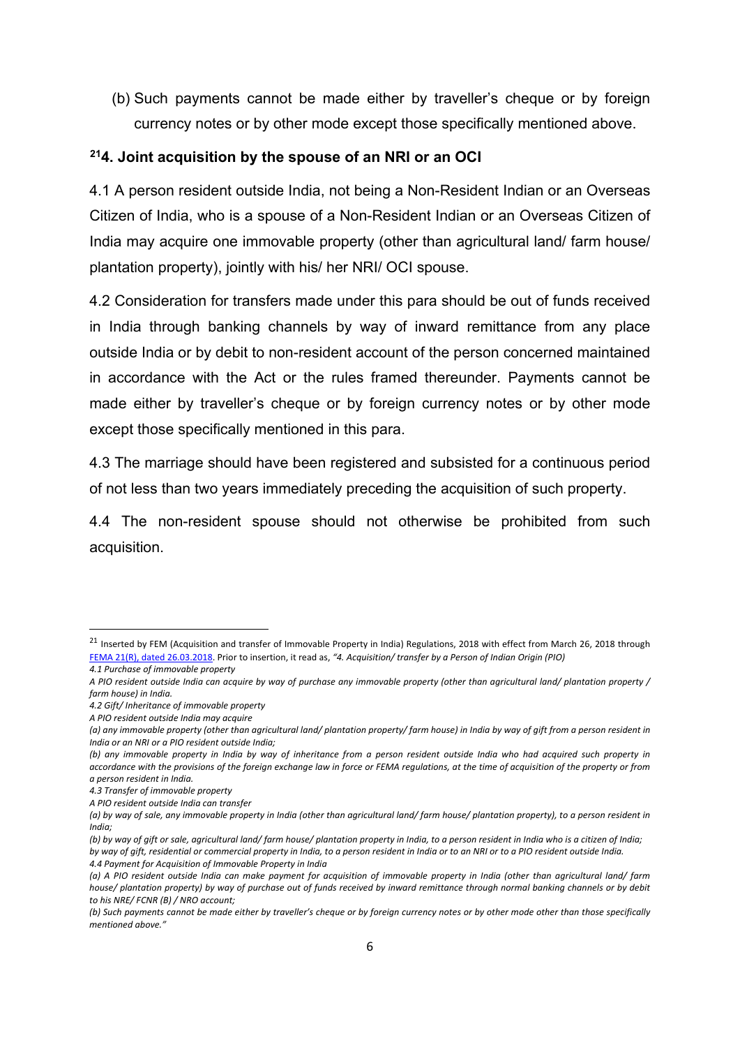(b) Such payments cannot be made either by traveller's cheque or by foreign currency notes or by other mode except those specifically mentioned above.

### [21]4. Joint acquisition by the spouse of an NRI or an OCI

4.1 A person resident outside India, not being a Non-Resident Indian or an Overseas Citizen of India, who is a spouse of a Non-Resident Indian or an Overseas Citizen of India may acquire one immovable property (other than agricultural land/ farm house/ plantation property), jointly with his/ her NRI/ OCI spouse.

4.2 Consideration for transfers made under this para should be out of funds received in India through banking channels by way of inward remittance from any place outside India or by debit to non-resident account of the person concerned maintained in accordance with the Act or the rules framed thereunder. Payments cannot be made either by traveller's cheque or by foreign currency notes or by other mode except those specifically mentioned in this para.

4.3 The marriage should have been registered and subsisted for a continuous period of not less than two years immediately preceding the acquisition of such property.

4.4 The non-resident spouse should not otherwise be prohibited from such acquisition.

---

[21] Inserted by FEM (Acquisition and transfer of Immovable Property in India) Regulations, 2018 with effect from March 26, 2018 through FEMA 21(R), dated 26.03.2018. Prior to insertion, it read as, *"4. Acquisition/ transfer by a Person of Indian Origin (PIO)*

*4.1 Purchase of immovable property*

*A PIO resident outside India can acquire by way of purchase any immovable property (other than agricultural land/ plantation property / farm house) in India.*

*4.2 Gift/ Inheritance of immovable property*

*A PIO resident outside India may acquire*

*(a) any immovable property (other than agricultural land/ plantation property/ farm house) in India by way of gift from a person resident in India or an NRI or a PIO resident outside India;*

*(b) any immovable property in India by way of inheritance from a person resident outside India who had acquired such property in accordance with the provisions of the foreign exchange law in force or FEMA regulations, at the time of acquisition of the property or from a person resident in India.*

*4.3 Transfer of immovable property*

*A PIO resident outside India can transfer*

*(a) by way of sale, any immovable property in India (other than agricultural land/ farm house/ plantation property), to a person resident in India;*

*(b) by way of gift or sale, agricultural land/ farm house/ plantation property in India, to a person resident in India who is a citizen of India; by way of gift, residential or commercial property in India, to a person resident in India or to an NRI or to a PIO resident outside India.*

*4.4 Payment for Acquisition of Immovable Property in India*

*(a) A PIO resident outside India can make payment for acquisition of immovable property in India (other than agricultural land/ farm house/ plantation property) by way of purchase out of funds received by inward remittance through normal banking channels or by debit to his NRE/ FCNR (B) / NRO account;*

*(b) Such payments cannot be made either by traveller's cheque or by foreign currency notes or by other mode other than those specifically mentioned above."*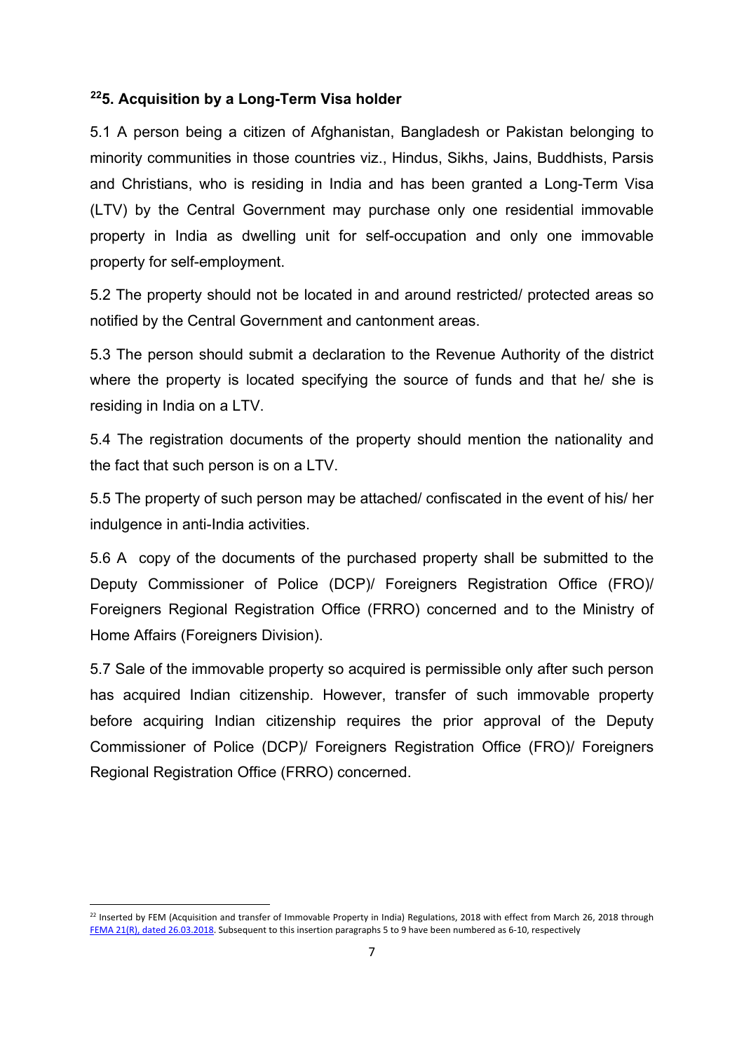## [22]5. Acquisition by a Long-Term Visa holder

5.1 A person being a citizen of Afghanistan, Bangladesh or Pakistan belonging to minority communities in those countries viz., Hindus, Sikhs, Jains, Buddhists, Parsis and Christians, who is residing in India and has been granted a Long-Term Visa (LTV) by the Central Government may purchase only one residential immovable property in India as dwelling unit for self-occupation and only one immovable property for self-employment.

5.2 The property should not be located in and around restricted/ protected areas so notified by the Central Government and cantonment areas.

5.3 The person should submit a declaration to the Revenue Authority of the district where the property is located specifying the source of funds and that he/ she is residing in India on a LTV.

5.4 The registration documents of the property should mention the nationality and the fact that such person is on a LTV.

5.5 The property of such person may be attached/ confiscated in the event of his/ her indulgence in anti-India activities.

5.6 A copy of the documents of the purchased property shall be submitted to the Deputy Commissioner of Police (DCP)/ Foreigners Registration Office (FRO)/ Foreigners Regional Registration Office (FRRO) concerned and to the Ministry of Home Affairs (Foreigners Division).

5.7 Sale of the immovable property so acquired is permissible only after such person has acquired Indian citizenship. However, transfer of such immovable property before acquiring Indian citizenship requires the prior approval of the Deputy Commissioner of Police (DCP)/ Foreigners Registration Office (FRO)/ Foreigners Regional Registration Office (FRRO) concerned.

---

[22] Inserted by FEM (Acquisition and transfer of Immovable Property in India) Regulations, 2018 with effect from March 26, 2018 through FEMA 21(R), dated 26.03.2018. Subsequent to this insertion paragraphs 5 to 9 have been numbered as 6-10, respectively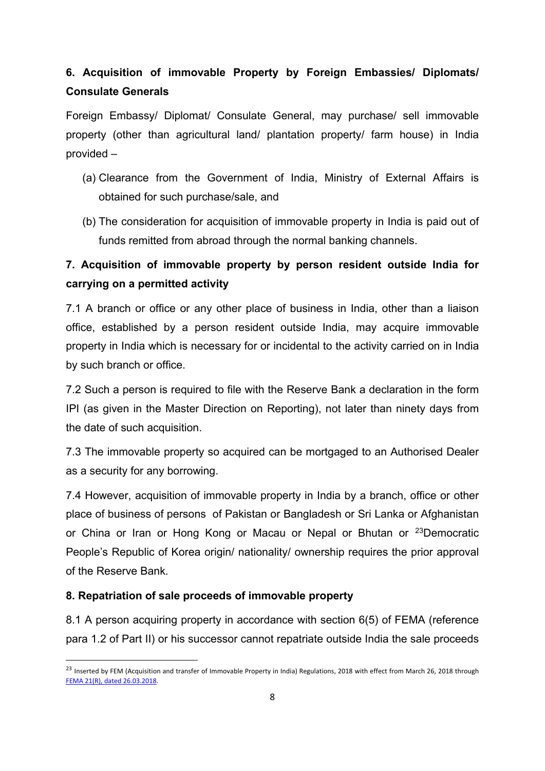## 6. Acquisition of immovable Property by Foreign Embassies/ Diplomats/ Consulate Generals

Foreign Embassy/ Diplomat/ Consulate General, may purchase/ sell immovable property (other than agricultural land/ plantation property/ farm house) in India provided –

(a) Clearance from the Government of India, Ministry of External Affairs is obtained for such purchase/sale, and

(b) The consideration for acquisition of immovable property in India is paid out of funds remitted from abroad through the normal banking channels.

## 7. Acquisition of immovable property by person resident outside India for carrying on a permitted activity

7.1 A branch or office or any other place of business in India, other than a liaison office, established by a person resident outside India, may acquire immovable property in India which is necessary for or incidental to the activity carried on in India by such branch or office.

7.2 Such a person is required to file with the Reserve Bank a declaration in the form IPI (as given in the Master Direction on Reporting), not later than ninety days from the date of such acquisition.

7.3 The immovable property so acquired can be mortgaged to an Authorised Dealer as a security for any borrowing.

7.4 However, acquisition of immovable property in India by a branch, office or other place of business of persons of Pakistan or Bangladesh or Sri Lanka or Afghanistan or China or Iran or Hong Kong or Macau or Nepal or Bhutan or [23]Democratic People's Republic of Korea origin/ nationality/ ownership requires the prior approval of the Reserve Bank.

## 8. Repatriation of sale proceeds of immovable property

8.1 A person acquiring property in accordance with section 6(5) of FEMA (reference para 1.2 of Part II) or his successor cannot repatriate outside India the sale proceeds

---

[23] Inserted by FEM (Acquisition and transfer of Immovable Property in India) Regulations, 2018 with effect from March 26, 2018 through FEMA 21(R), dated 26.03.2018.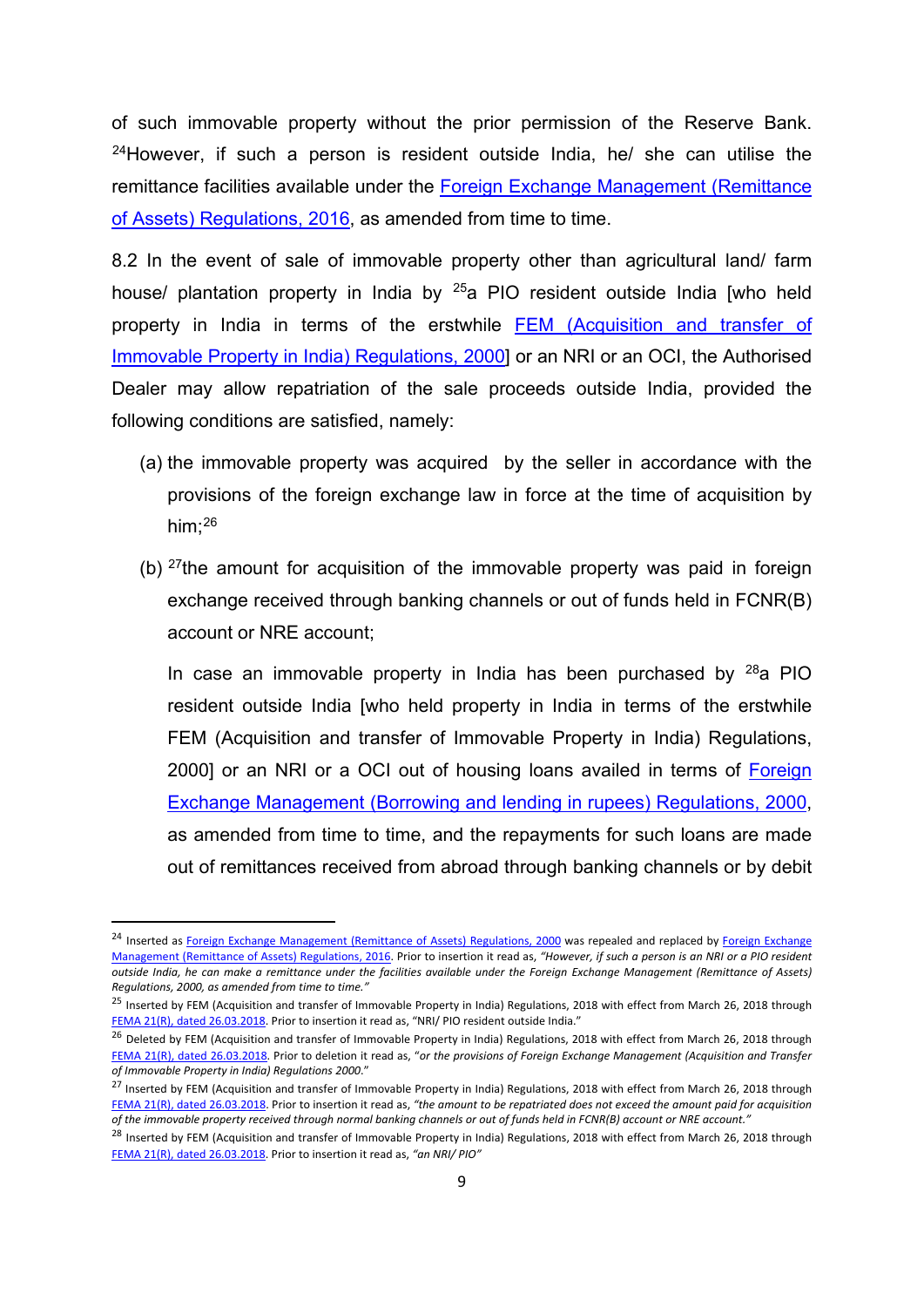of such immovable property without the prior permission of the Reserve Bank. [24]However, if such a person is resident outside India, he/ she can utilise the remittance facilities available under the Foreign Exchange Management (Remittance of Assets) Regulations, 2016, as amended from time to time.

8.2 In the event of sale of immovable property other than agricultural land/ farm house/ plantation property in India by [25]a PIO resident outside India [who held property in India in terms of the erstwhile FEM (Acquisition and transfer of Immovable Property in India) Regulations, 2000] or an NRI or an OCI, the Authorised Dealer may allow repatriation of the sale proceeds outside India, provided the following conditions are satisfied, namely:

(a) the immovable property was acquired by the seller in accordance with the provisions of the foreign exchange law in force at the time of acquisition by him;[26]

(b) [27]the amount for acquisition of the immovable property was paid in foreign exchange received through banking channels or out of funds held in FCNR(B) account or NRE account;

In case an immovable property in India has been purchased by [28]a PIO resident outside India [who held property in India in terms of the erstwhile FEM (Acquisition and transfer of Immovable Property in India) Regulations, 2000] or an NRI or a OCI out of housing loans availed in terms of Foreign Exchange Management (Borrowing and lending in rupees) Regulations, 2000, as amended from time to time, and the repayments for such loans are made out of remittances received from abroad through banking channels or by debit

---

[24] Inserted as Foreign Exchange Management (Remittance of Assets) Regulations, 2000 was repealed and replaced by Foreign Exchange Management (Remittance of Assets) Regulations, 2016. Prior to insertion it read as, *"However, if such a person is an NRI or a PIO resident outside India, he can make a remittance under the facilities available under the Foreign Exchange Management (Remittance of Assets) Regulations, 2000, as amended from time to time."*

[25] Inserted by FEM (Acquisition and transfer of Immovable Property in India) Regulations, 2018 with effect from March 26, 2018 through FEMA 21(R), dated 26.03.2018. Prior to insertion it read as, "NRI/ PIO resident outside India."

[26] Deleted by FEM (Acquisition and transfer of Immovable Property in India) Regulations, 2018 with effect from March 26, 2018 through FEMA 21(R), dated 26.03.2018. Prior to deletion it read as, "*or the provisions of Foreign Exchange Management (Acquisition and Transfer of Immovable Property in India) Regulations 2000*."

[27] Inserted by FEM (Acquisition and transfer of Immovable Property in India) Regulations, 2018 with effect from March 26, 2018 through FEMA 21(R), dated 26.03.2018. Prior to insertion it read as, *"the amount to be repatriated does not exceed the amount paid for acquisition of the immovable property received through normal banking channels or out of funds held in FCNR(B) account or NRE account."*

[28] Inserted by FEM (Acquisition and transfer of Immovable Property in India) Regulations, 2018 with effect from March 26, 2018 through FEMA 21(R), dated 26.03.2018. Prior to insertion it read as, *"an NRI/ PIO"*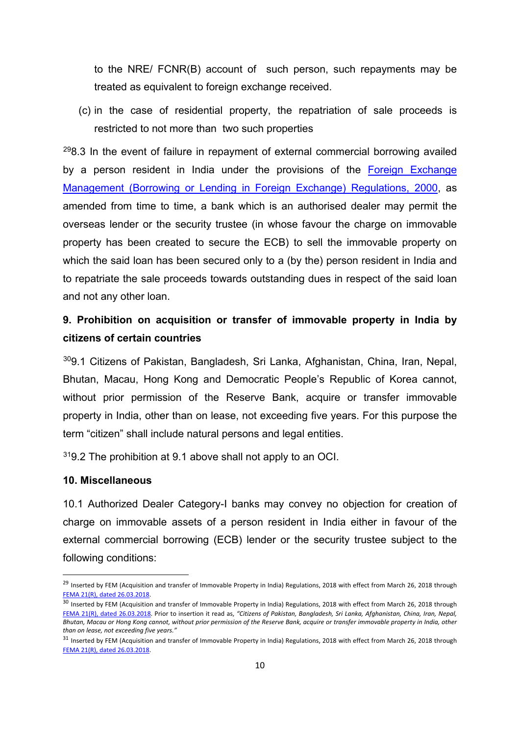to the NRE/ FCNR(B) account of such person, such repayments may be treated as equivalent to foreign exchange received.

(c) in the case of residential property, the repatriation of sale proceeds is restricted to not more than two such properties

[29]8.3 In the event of failure in repayment of external commercial borrowing availed by a person resident in India under the provisions of the Foreign Exchange Management (Borrowing or Lending in Foreign Exchange) Regulations, 2000, as amended from time to time, a bank which is an authorised dealer may permit the overseas lender or the security trustee (in whose favour the charge on immovable property has been created to secure the ECB) to sell the immovable property on which the said loan has been secured only to a (by the) person resident in India and to repatriate the sale proceeds towards outstanding dues in respect of the said loan and not any other loan.

## 9. Prohibition on acquisition or transfer of immovable property in India by citizens of certain countries

[30]9.1 Citizens of Pakistan, Bangladesh, Sri Lanka, Afghanistan, China, Iran, Nepal, Bhutan, Macau, Hong Kong and Democratic People's Republic of Korea cannot, without prior permission of the Reserve Bank, acquire or transfer immovable property in India, other than on lease, not exceeding five years. For this purpose the term "citizen" shall include natural persons and legal entities.

[31]9.2 The prohibition at 9.1 above shall not apply to an OCI.

## 10. Miscellaneous

10.1 Authorized Dealer Category-I banks may convey no objection for creation of charge on immovable assets of a person resident in India either in favour of the external commercial borrowing (ECB) lender or the security trustee subject to the following conditions:

---

[29] Inserted by FEM (Acquisition and transfer of Immovable Property in India) Regulations, 2018 with effect from March 26, 2018 through FEMA 21(R), dated 26.03.2018.

[30] Inserted by FEM (Acquisition and transfer of Immovable Property in India) Regulations, 2018 with effect from March 26, 2018 through FEMA 21(R), dated 26.03.2018. Prior to insertion it read as, *"Citizens of Pakistan, Bangladesh, Sri Lanka, Afghanistan, China, Iran, Nepal, Bhutan, Macau or Hong Kong cannot, without prior permission of the Reserve Bank, acquire or transfer immovable property in India, other than on lease, not exceeding five years."*

[31] Inserted by FEM (Acquisition and transfer of Immovable Property in India) Regulations, 2018 with effect from March 26, 2018 through FEMA 21(R), dated 26.03.2018.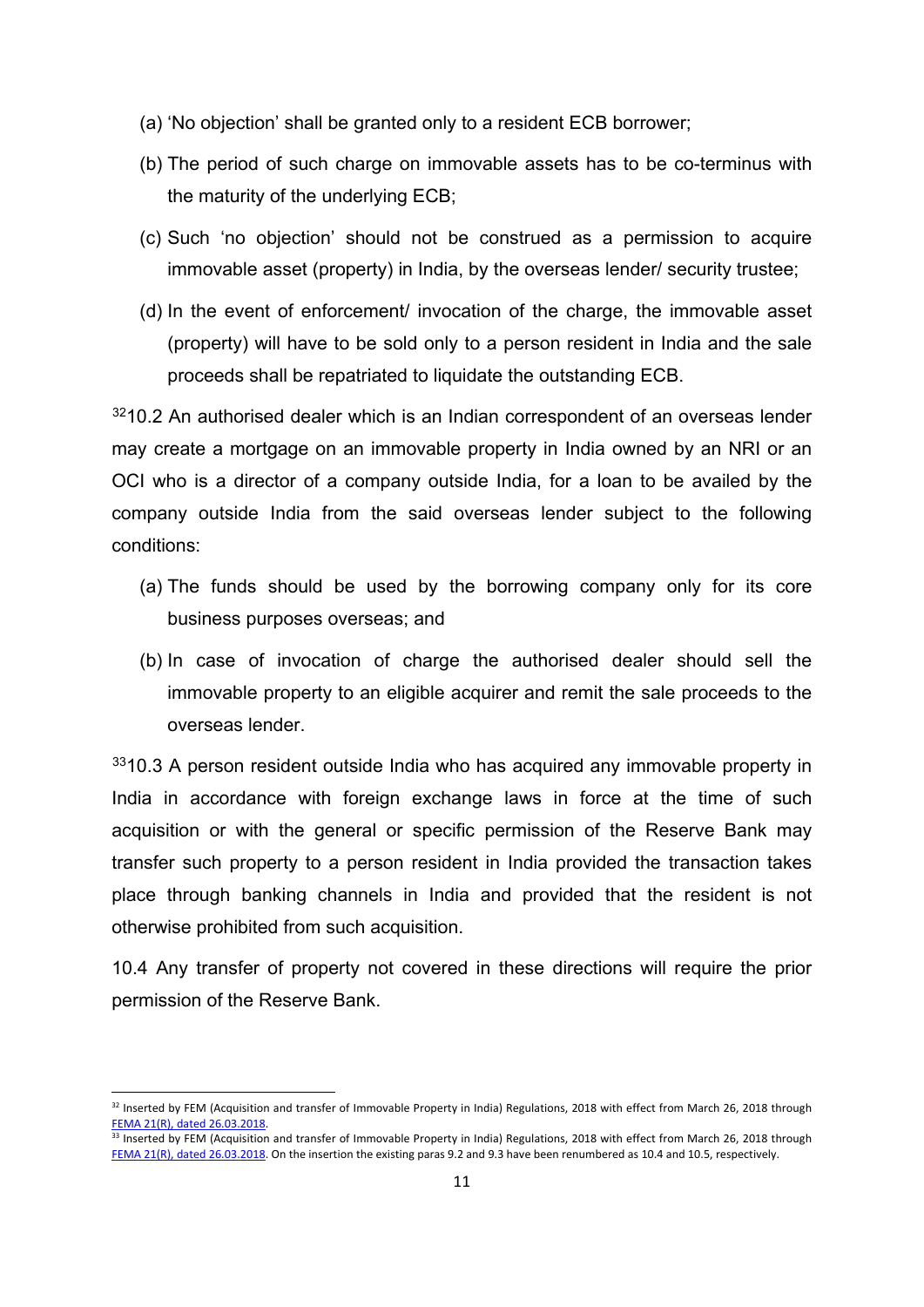(a) 'No objection' shall be granted only to a resident ECB borrower;

(b) The period of such charge on immovable assets has to be co-terminus with the maturity of the underlying ECB;

(c) Such 'no objection' should not be construed as a permission to acquire immovable asset (property) in India, by the overseas lender/ security trustee;

(d) In the event of enforcement/ invocation of the charge, the immovable asset (property) will have to be sold only to a person resident in India and the sale proceeds shall be repatriated to liquidate the outstanding ECB.

[32]10.2 An authorised dealer which is an Indian correspondent of an overseas lender may create a mortgage on an immovable property in India owned by an NRI or an OCI who is a director of a company outside India, for a loan to be availed by the company outside India from the said overseas lender subject to the following conditions:

(a) The funds should be used by the borrowing company only for its core business purposes overseas; and

(b) In case of invocation of charge the authorised dealer should sell the immovable property to an eligible acquirer and remit the sale proceeds to the overseas lender.

[33]10.3 A person resident outside India who has acquired any immovable property in India in accordance with foreign exchange laws in force at the time of such acquisition or with the general or specific permission of the Reserve Bank may transfer such property to a person resident in India provided the transaction takes place through banking channels in India and provided that the resident is not otherwise prohibited from such acquisition.

10.4 Any transfer of property not covered in these directions will require the prior permission of the Reserve Bank.

---

[32] Inserted by FEM (Acquisition and transfer of Immovable Property in India) Regulations, 2018 with effect from March 26, 2018 through FEMA 21(R), dated 26.03.2018.

[33] Inserted by FEM (Acquisition and transfer of Immovable Property in India) Regulations, 2018 with effect from March 26, 2018 through FEMA 21(R), dated 26.03.2018. On the insertion the existing paras 9.2 and 9.3 have been renumbered as 10.4 and 10.5, respectively.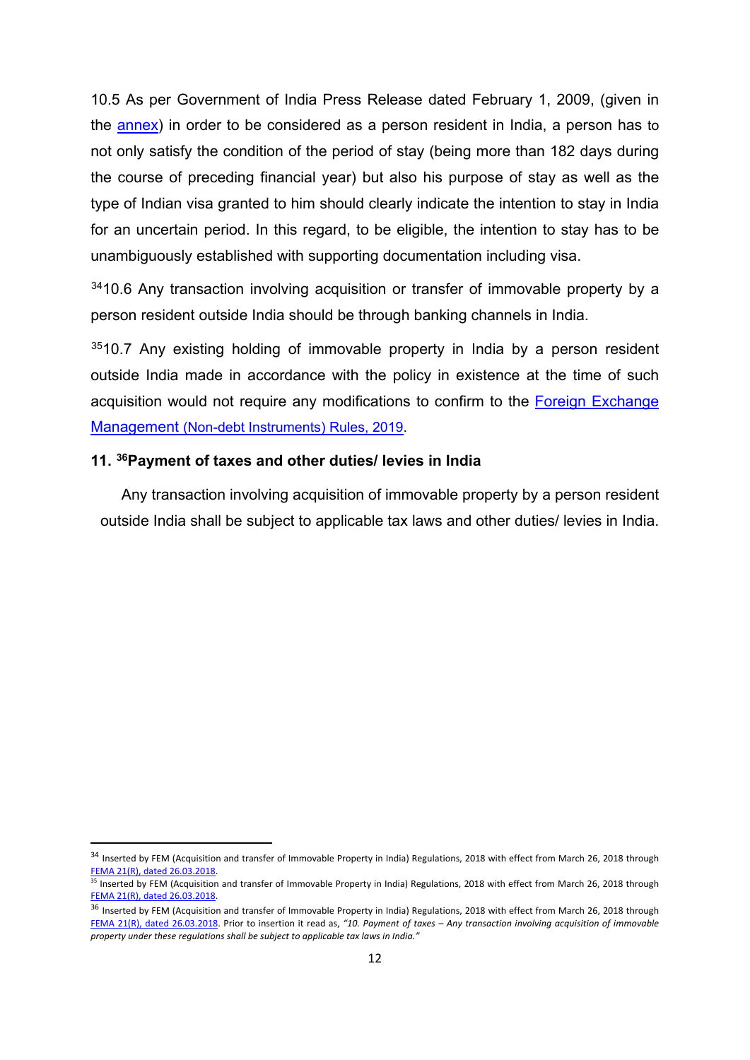10.5 As per Government of India Press Release dated February 1, 2009, (given in the annex) in order to be considered as a person resident in India, a person has to not only satisfy the condition of the period of stay (being more than 182 days during the course of preceding financial year) but also his purpose of stay as well as the type of Indian visa granted to him should clearly indicate the intention to stay in India for an uncertain period. In this regard, to be eligible, the intention to stay has to be unambiguously established with supporting documentation including visa.

[34]10.6 Any transaction involving acquisition or transfer of immovable property by a person resident outside India should be through banking channels in India.

[35]10.7 Any existing holding of immovable property in India by a person resident outside India made in accordance with the policy in existence at the time of such acquisition would not require any modifications to confirm to the Foreign Exchange Management (Non-debt Instruments) Rules, 2019.

### 11. [36]Payment of taxes and other duties/ levies in India

Any transaction involving acquisition of immovable property by a person resident outside India shall be subject to applicable tax laws and other duties/ levies in India.

---

[34] Inserted by FEM (Acquisition and transfer of Immovable Property in India) Regulations, 2018 with effect from March 26, 2018 through FEMA 21(R), dated 26.03.2018.

[35] Inserted by FEM (Acquisition and transfer of Immovable Property in India) Regulations, 2018 with effect from March 26, 2018 through FEMA 21(R), dated 26.03.2018.

[36] Inserted by FEM (Acquisition and transfer of Immovable Property in India) Regulations, 2018 with effect from March 26, 2018 through FEMA 21(R), dated 26.03.2018. Prior to insertion it read as, *"10. Payment of taxes – Any transaction involving acquisition of immovable property under these regulations shall be subject to applicable tax laws in India."*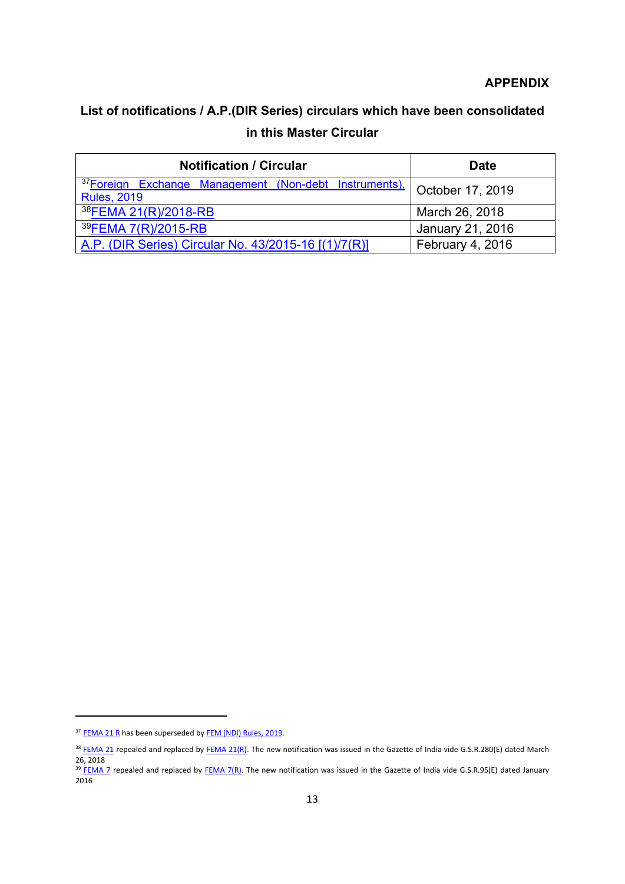**APPENDIX**

## List of notifications / A.P.(DIR Series) circulars which have been consolidated in this Master Circular

| Notification / Circular | Date |
|---|---|
| [37]Foreign Exchange Management (Non-debt Instruments), Rules, 2019 | October 17, 2019 |
| [38]FEMA 21(R)/2018-RB | March 26, 2018 |
| [39]FEMA 7(R)/2015-RB | January 21, 2016 |
| A.P. (DIR Series) Circular No. 43/2015-16 [(1)/7(R)] | February 4, 2016 |

---

[37] FEMA 21 R has been superseded by FEM (NDI) Rules, 2019.

[38] FEMA 21 repealed and replaced by FEMA 21(R). The new notification was issued in the Gazette of India vide G.S.R.280(E) dated March 26, 2018

[39] FEMA 7 repealed and replaced by FEMA 7(R). The new notification was issued in the Gazette of India vide G.S.R.95(E) dated January 2016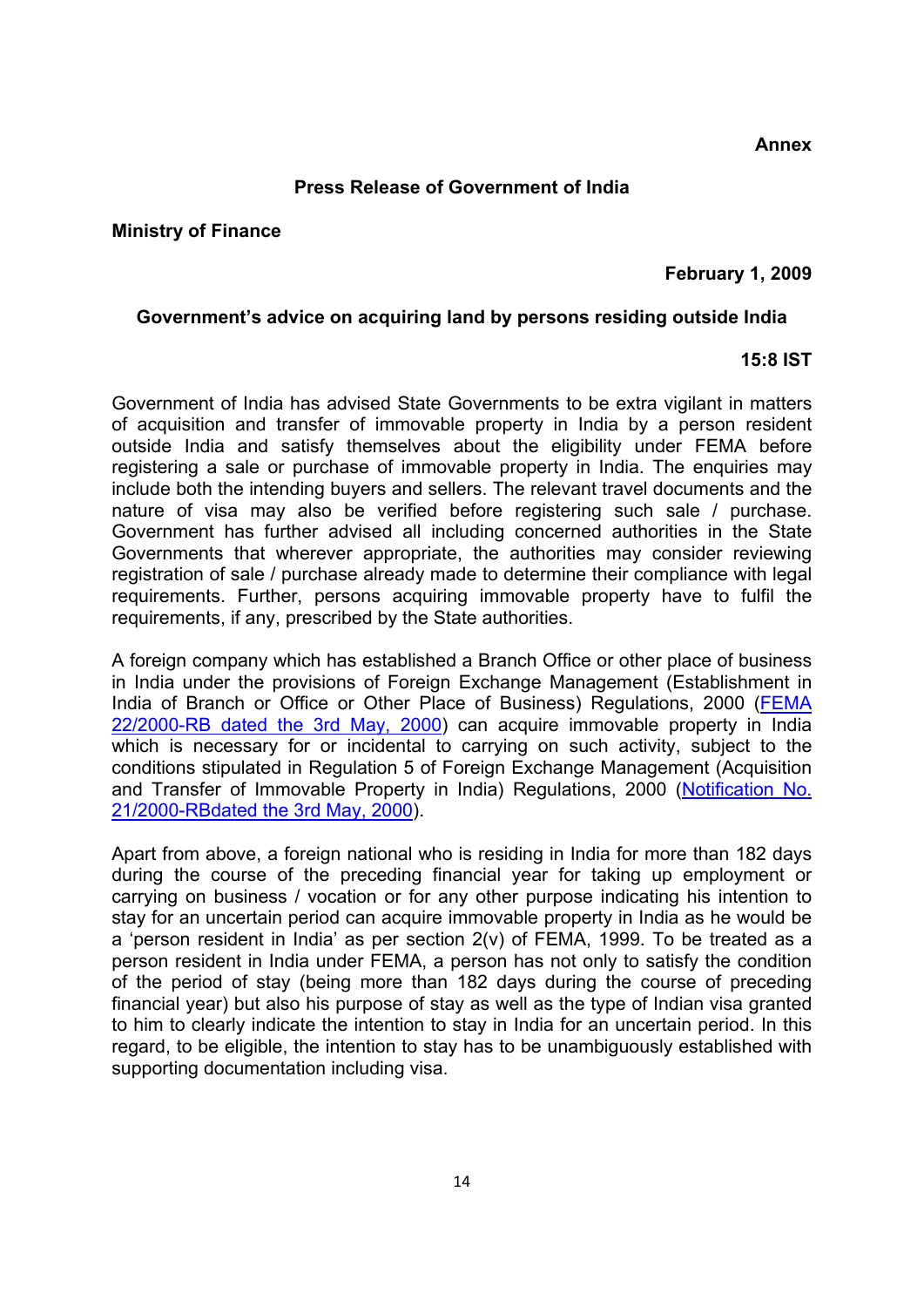**Annex**

## Press Release of Government of India

**Ministry of Finance**

**February 1, 2009**

### Government's advice on acquiring land by persons residing outside India

**15:8 IST**

Government of India has advised State Governments to be extra vigilant in matters of acquisition and transfer of immovable property in India by a person resident outside India and satisfy themselves about the eligibility under FEMA before registering a sale or purchase of immovable property in India. The enquiries may include both the intending buyers and sellers. The relevant travel documents and the nature of visa may also be verified before registering such sale / purchase. Government has further advised all including concerned authorities in the State Governments that wherever appropriate, the authorities may consider reviewing registration of sale / purchase already made to determine their compliance with legal requirements. Further, persons acquiring immovable property have to fulfil the requirements, if any, prescribed by the State authorities.

A foreign company which has established a Branch Office or other place of business in India under the provisions of Foreign Exchange Management (Establishment in India of Branch or Office or Other Place of Business) Regulations, 2000 (FEMA 22/2000-RB dated the 3rd May, 2000) can acquire immovable property in India which is necessary for or incidental to carrying on such activity, subject to the conditions stipulated in Regulation 5 of Foreign Exchange Management (Acquisition and Transfer of Immovable Property in India) Regulations, 2000 (Notification No. 21/2000-RBdated the 3rd May, 2000).

Apart from above, a foreign national who is residing in India for more than 182 days during the course of the preceding financial year for taking up employment or carrying on business / vocation or for any other purpose indicating his intention to stay for an uncertain period can acquire immovable property in India as he would be a 'person resident in India' as per section 2(v) of FEMA, 1999. To be treated as a person resident in India under FEMA, a person has not only to satisfy the condition of the period of stay (being more than 182 days during the course of preceding financial year) but also his purpose of stay as well as the type of Indian visa granted to him to clearly indicate the intention to stay in India for an uncertain period. In this regard, to be eligible, the intention to stay has to be unambiguously established with supporting documentation including visa.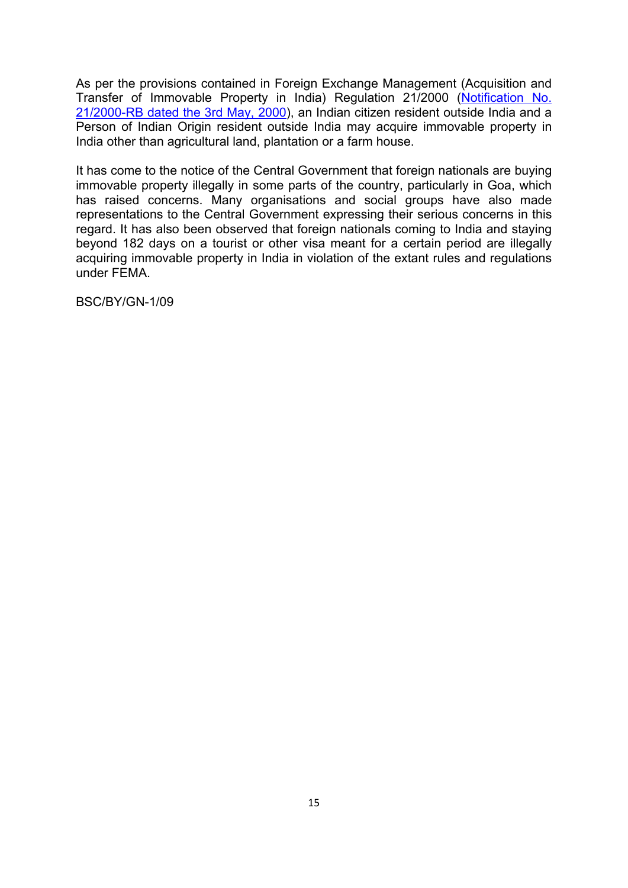As per the provisions contained in Foreign Exchange Management (Acquisition and Transfer of Immovable Property in India) Regulation 21/2000 (Notification No. 21/2000-RB dated the 3rd May, 2000), an Indian citizen resident outside India and a Person of Indian Origin resident outside India may acquire immovable property in India other than agricultural land, plantation or a farm house.

It has come to the notice of the Central Government that foreign nationals are buying immovable property illegally in some parts of the country, particularly in Goa, which has raised concerns. Many organisations and social groups have also made representations to the Central Government expressing their serious concerns in this regard. It has also been observed that foreign nationals coming to India and staying beyond 182 days on a tourist or other visa meant for a certain period are illegally acquiring immovable property in India in violation of the extant rules and regulations under FEMA.

BSC/BY/GN-1/09